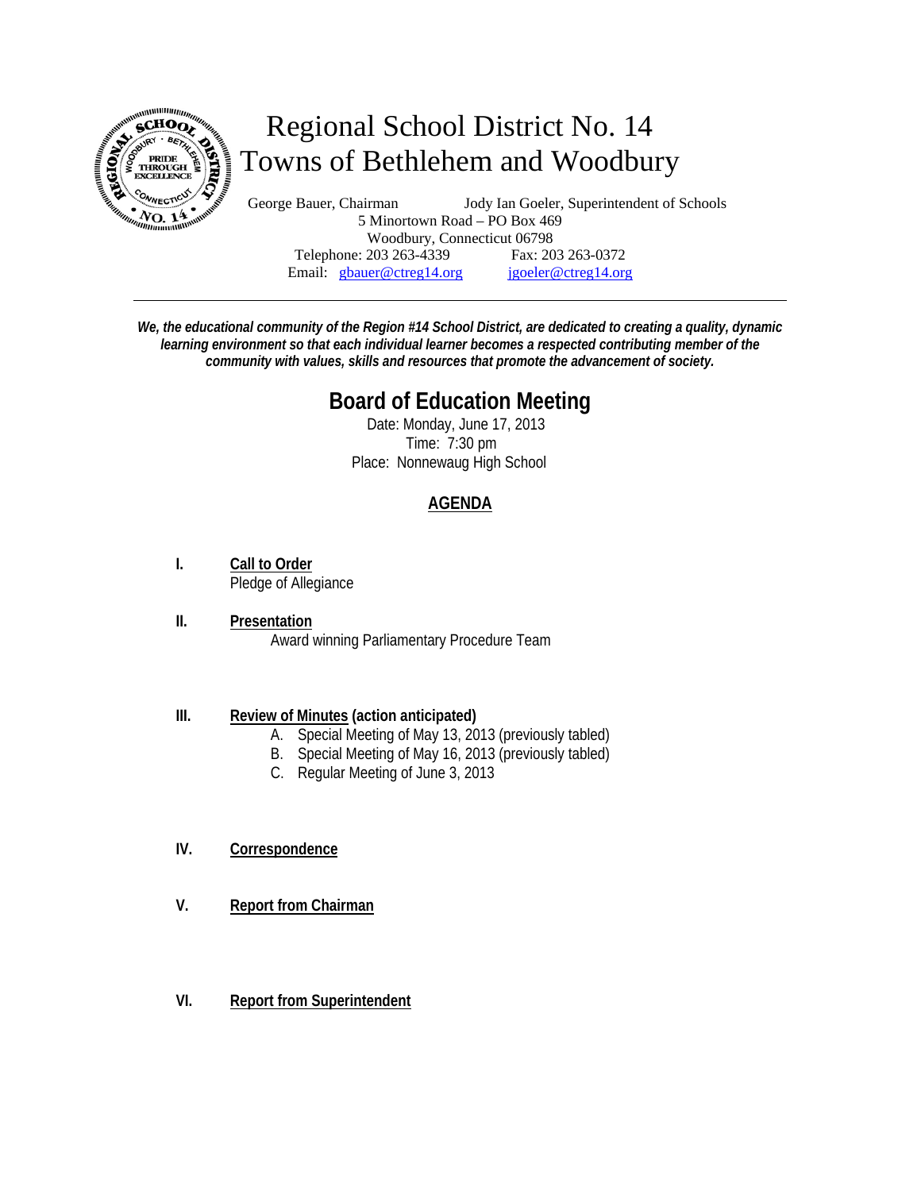# Regional School District No. 14
## Towns of Bethlehem and Woodbury

George Bauer, Chairman　　　　Jody Ian Goeler, Superintendent of Schools
5 Minortown Road – PO Box 469
Woodbury, Connecticut 06798
Telephone: 203 263-4339　　　　Fax: 203 263-0372
Email: gbauer@ctreg14.org　　　　jgoeler@ctreg14.org

---

***We, the educational community of the Region #14 School District, are dedicated to creating a quality, dynamic learning environment so that each individual learner becomes a respected contributing member of the community with values, skills and resources that promote the advancement of society.***

## Board of Education Meeting

Date: Monday, June 17, 2013
Time: 7:30 pm
Place: Nonnewaug High School

### AGENDA

**I. Call to Order**
Pledge of Allegiance

**II. Presentation**
Award winning Parliamentary Procedure Team

**III. Review of Minutes (action anticipated)**
A. Special Meeting of May 13, 2013 (previously tabled)
B. Special Meeting of May 16, 2013 (previously tabled)
C. Regular Meeting of June 3, 2013

**IV. Correspondence**

**V. Report from Chairman**

**VI. Report from Superintendent**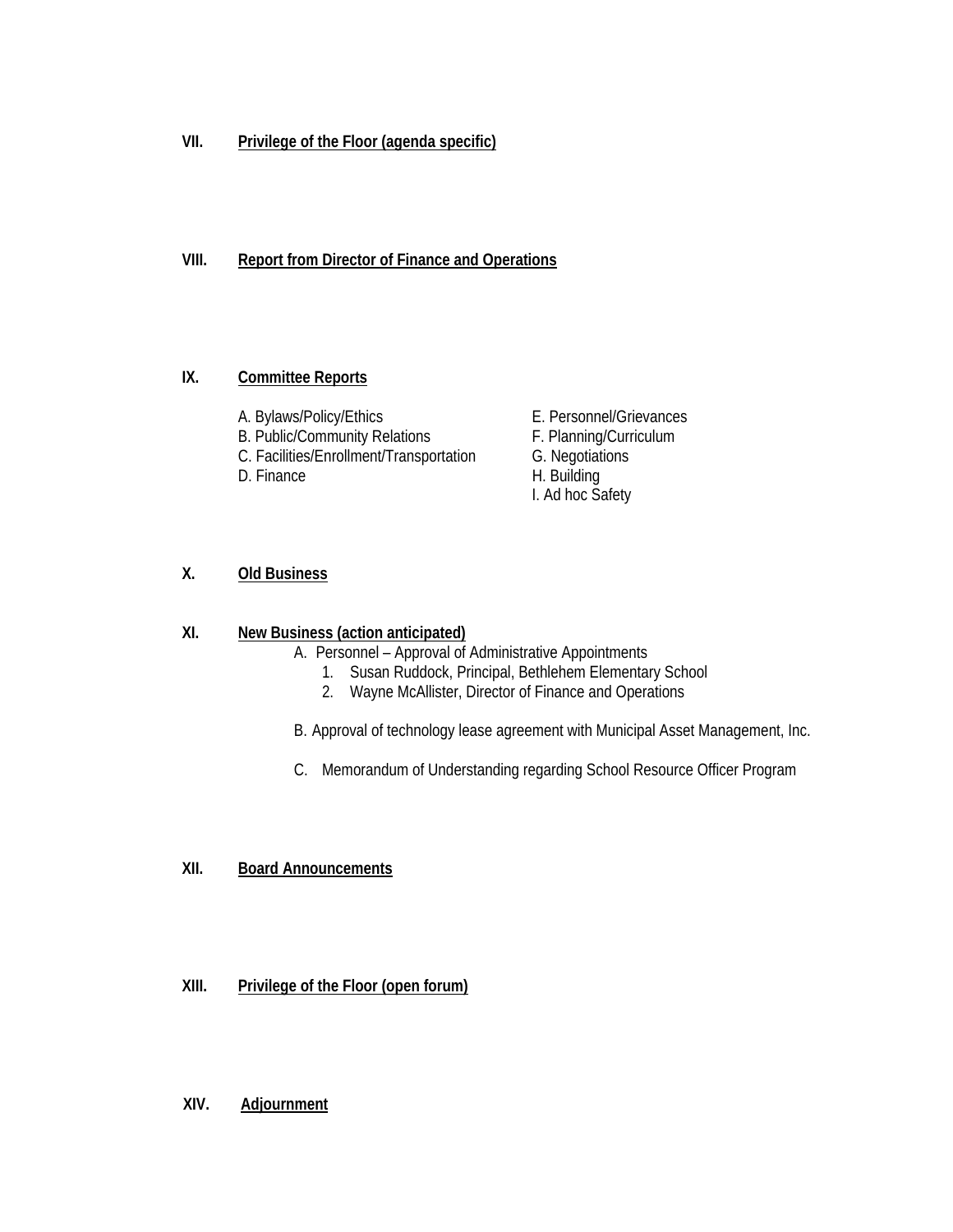**VII. <u>Privilege of the Floor (agenda specific)</u>**

**VIII. <u>Report from Director of Finance and Operations</u>**

**IX. <u>Committee Reports</u>**

A. Bylaws/Policy/Ethics
B. Public/Community Relations
C. Facilities/Enrollment/Transportation
D. Finance
E. Personnel/Grievances
F. Planning/Curriculum
G. Negotiations
H. Building
I. Ad hoc Safety

**X. <u>Old Business</u>**

**XI. <u>New Business (action anticipated)</u>**

A. Personnel – Approval of Administrative Appointments
   1. Susan Ruddock, Principal, Bethlehem Elementary School
   2. Wayne McAllister, Director of Finance and Operations

B. Approval of technology lease agreement with Municipal Asset Management, Inc.

C. Memorandum of Understanding regarding School Resource Officer Program

**XII. <u>Board Announcements</u>**

**XIII. <u>Privilege of the Floor (open forum)</u>**

**XIV. <u>Adjournment</u>**